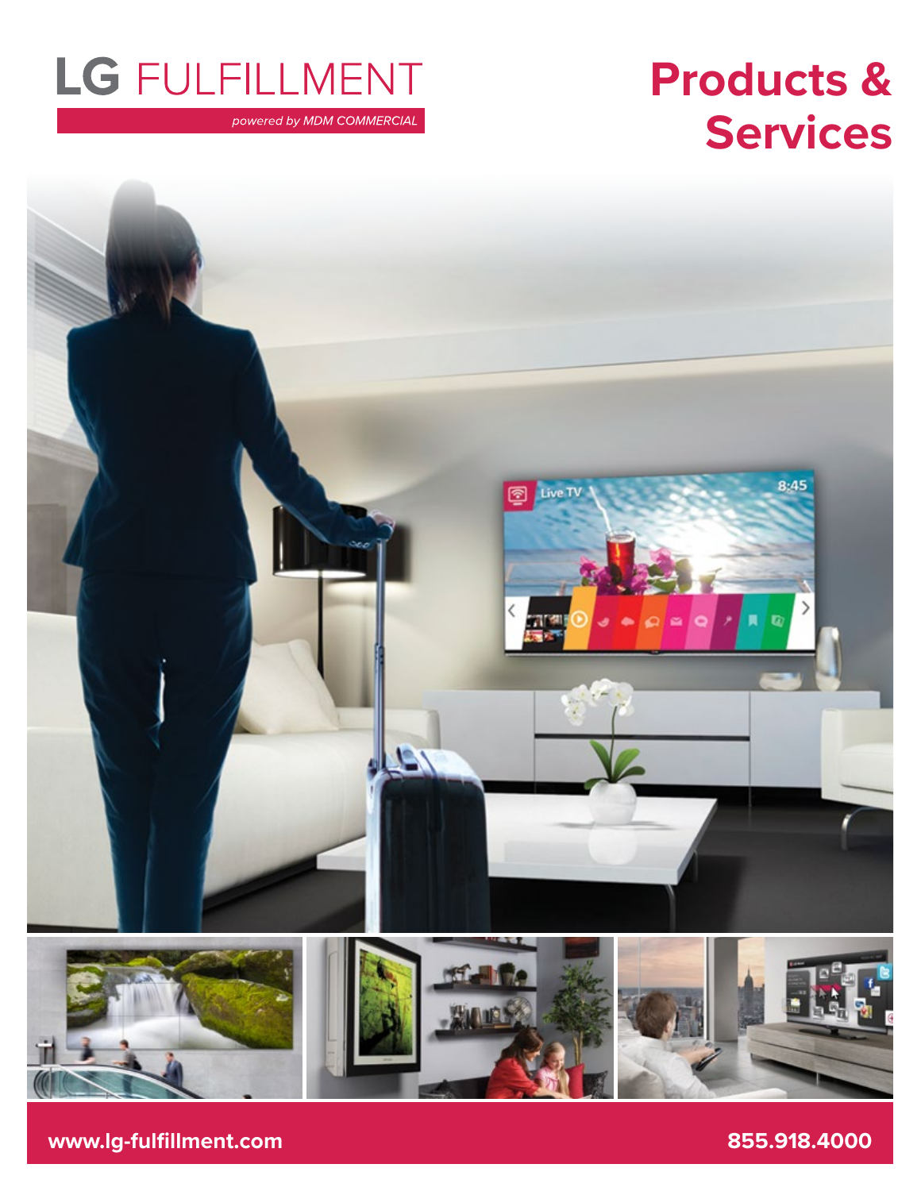# LG FULFILLMENT

*powered by MDM COMMERCIAL*

# Products & Services

**www.lg-fulfillment.com**

**855.918.4000**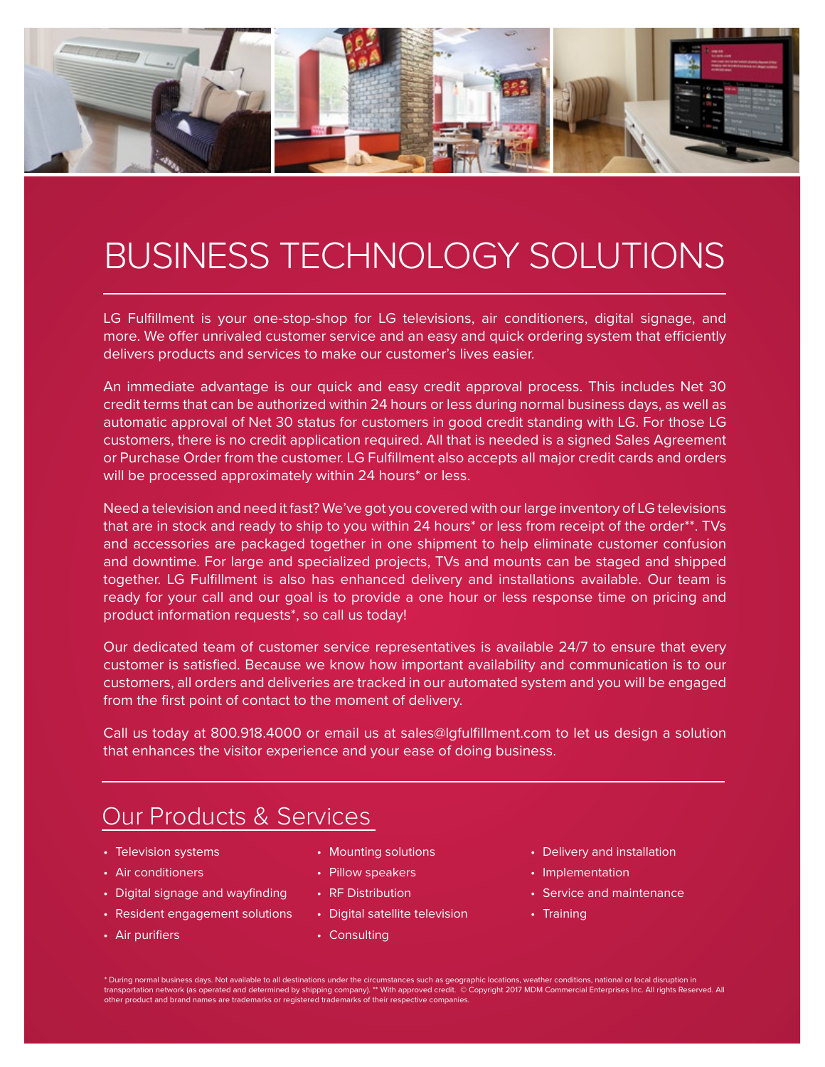# BUSINESS TECHNOLOGY SOLUTIONS

LG Fulfillment is your one-stop-shop for LG televisions, air conditioners, digital signage, and more. We offer unrivaled customer service and an easy and quick ordering system that efficiently delivers products and services to make our customer's lives easier.

An immediate advantage is our quick and easy credit approval process. This includes Net 30 credit terms that can be authorized within 24 hours or less during normal business days, as well as automatic approval of Net 30 status for customers in good credit standing with LG. For those LG customers, there is no credit application required. All that is needed is a signed Sales Agreement or Purchase Order from the customer. LG Fulfillment also accepts all major credit cards and orders will be processed approximately within 24 hours* or less.

Need a television and need it fast? We've got you covered with our large inventory of LG televisions that are in stock and ready to ship to you within 24 hours* or less from receipt of the order**. TVs and accessories are packaged together in one shipment to help eliminate customer confusion and downtime. For large and specialized projects, TVs and mounts can be staged and shipped together. LG Fulfillment is also has enhanced delivery and installations available. Our team is ready for your call and our goal is to provide a one hour or less response time on pricing and product information requests*, so call us today!

Our dedicated team of customer service representatives is available 24/7 to ensure that every customer is satisfied. Because we know how important availability and communication is to our customers, all orders and deliveries are tracked in our automated system and you will be engaged from the first point of contact to the moment of delivery.

Call us today at 800.918.4000 or email us at sales@lgfulfillment.com to let us design a solution that enhances the visitor experience and your ease of doing business.

## Our Products & Services

- Television systems
- Air conditioners
- Digital signage and wayfinding
- Resident engagement solutions
- Air purifiers
- Mounting solutions
- Pillow speakers
- RF Distribution
- Digital satellite television
- Consulting
- Delivery and installation
- Implementation
- Service and maintenance
- Training

* During normal business days. Not available to all destinations under the circumstances such as geographic locations, weather conditions, national or local disruption in transportation network (as operated and determined by shipping company). ** With approved credit. © Copyright 2017 MDM Commercial Enterprises Inc. All rights Reserved. All other product and brand names are trademarks or registered trademarks of their respective companies.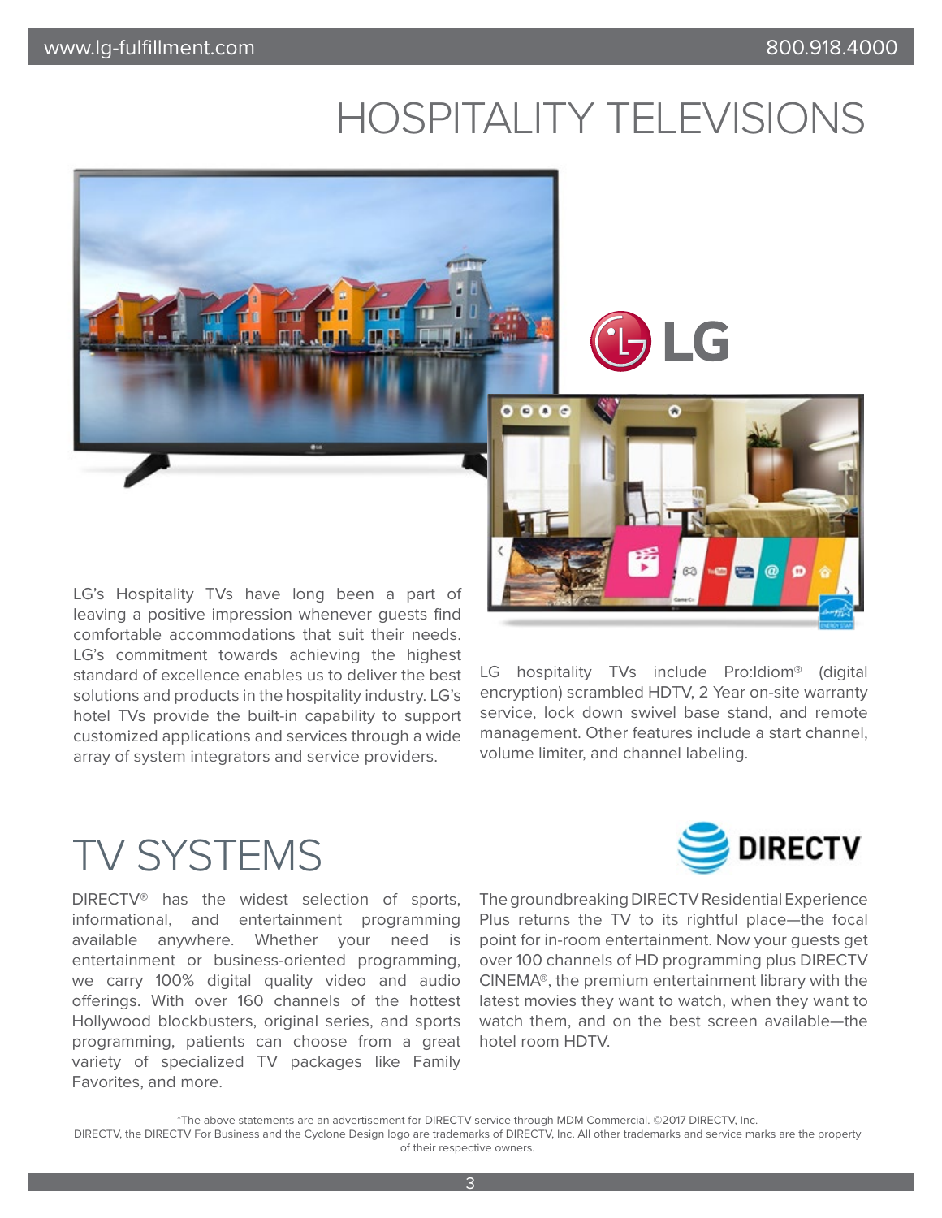# HOSPITALITY TELEVISIONS

LG's Hospitality TVs have long been a part of leaving a positive impression whenever guests find comfortable accommodations that suit their needs. LG's commitment towards achieving the highest standard of excellence enables us to deliver the best solutions and products in the hospitality industry. LG's hotel TVs provide the built-in capability to support customized applications and services through a wide array of system integrators and service providers.

LG hospitality TVs include Pro:Idiom® (digital encryption) scrambled HDTV, 2 Year on-site warranty service, lock down swivel base stand, and remote management. Other features include a start channel, volume limiter, and channel labeling.

# TV SYSTEMS

DIRECTV® has the widest selection of sports, informational, and entertainment programming available anywhere. Whether your need is entertainment or business-oriented programming, we carry 100% digital quality video and audio offerings. With over 160 channels of the hottest Hollywood blockbusters, original series, and sports programming, patients can choose from a great variety of specialized TV packages like Family Favorites, and more.

The groundbreaking DIRECTV Residential Experience Plus returns the TV to its rightful place—the focal point for in-room entertainment. Now your guests get over 100 channels of HD programming plus DIRECTV CINEMA®, the premium entertainment library with the latest movies they want to watch, when they want to watch them, and on the best screen available—the hotel room HDTV.

*The above statements are an advertisement for DIRECTV service through MDM Commercial. ©2017 DIRECTV, Inc.
DIRECTV, the DIRECTV For Business and the Cyclone Design logo are trademarks of DIRECTV, Inc. All other trademarks and service marks are the property of their respective owners.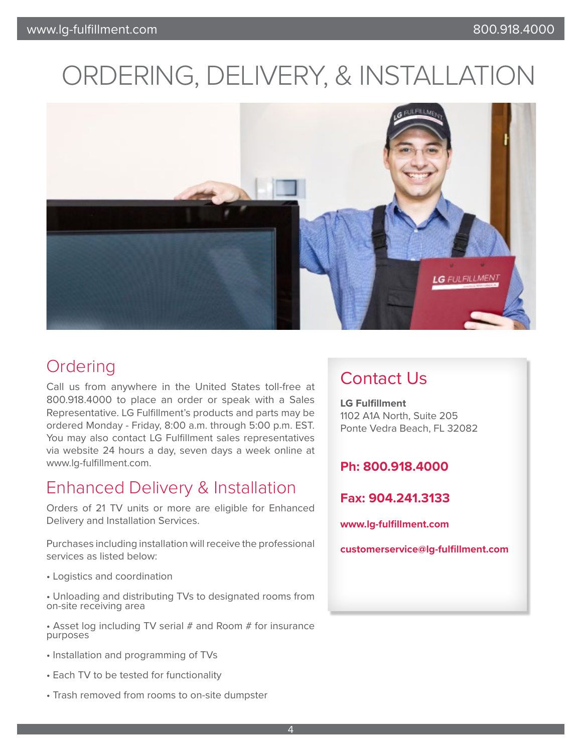# ORDERING, DELIVERY, & INSTALLATION

## Ordering

Call us from anywhere in the United States toll-free at 800.918.4000 to place an order or speak with a Sales Representative. LG Fulfillment's products and parts may be ordered Monday - Friday, 8:00 a.m. through 5:00 p.m. EST. You may also contact LG Fulfillment sales representatives via website 24 hours a day, seven days a week online at www.lg-fulfillment.com.

## Enhanced Delivery & Installation

Orders of 21 TV units or more are eligible for Enhanced Delivery and Installation Services.

Purchases including installation will receive the professional services as listed below:

- Logistics and coordination
- Unloading and distributing TVs to designated rooms from on-site receiving area
- Asset log including TV serial # and Room # for insurance purposes
- Installation and programming of TVs
- Each TV to be tested for functionality
- Trash removed from rooms to on-site dumpster

## Contact Us

**LG Fulfillment**
1102 A1A North, Suite 205
Ponte Vedra Beach, FL 32082

**Ph: 800.918.4000**

**Fax: 904.241.3133**

**www.lg-fulfillment.com**

**customerservice@lg-fulfillment.com**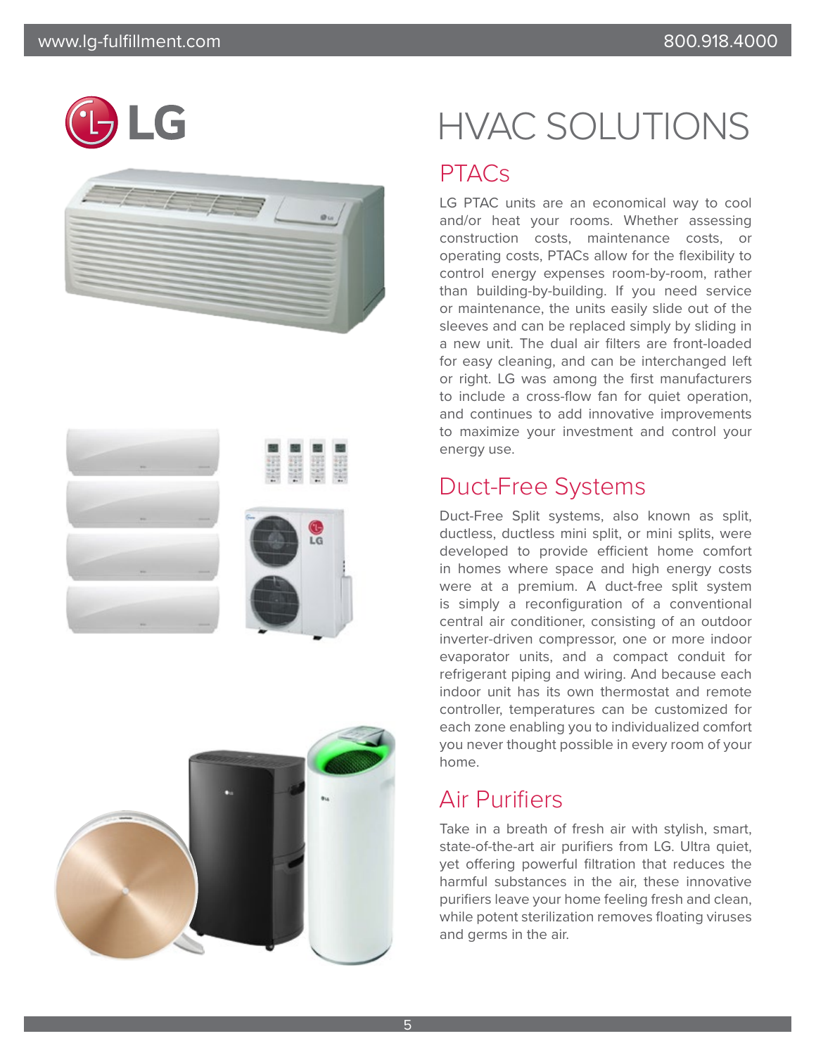# HVAC SOLUTIONS

## PTACs

LG PTAC units are an economical way to cool and/or heat your rooms. Whether assessing construction costs, maintenance costs, or operating costs, PTACs allow for the flexibility to control energy expenses room-by-room, rather than building-by-building. If you need service or maintenance, the units easily slide out of the sleeves and can be replaced simply by sliding in a new unit. The dual air filters are front-loaded for easy cleaning, and can be interchanged left or right. LG was among the first manufacturers to include a cross-flow fan for quiet operation, and continues to add innovative improvements to maximize your investment and control your energy use.

## Duct-Free Systems

Duct-Free Split systems, also known as split, ductless, ductless mini split, or mini splits, were developed to provide efficient home comfort in homes where space and high energy costs were at a premium. A duct-free split system is simply a reconfiguration of a conventional central air conditioner, consisting of an outdoor inverter-driven compressor, one or more indoor evaporator units, and a compact conduit for refrigerant piping and wiring. And because each indoor unit has its own thermostat and remote controller, temperatures can be customized for each zone enabling you to individualized comfort you never thought possible in every room of your home.

## Air Purifiers

Take in a breath of fresh air with stylish, smart, state-of-the-art air purifiers from LG. Ultra quiet, yet offering powerful filtration that reduces the harmful substances in the air, these innovative purifiers leave your home feeling fresh and clean, while potent sterilization removes floating viruses and germs in the air.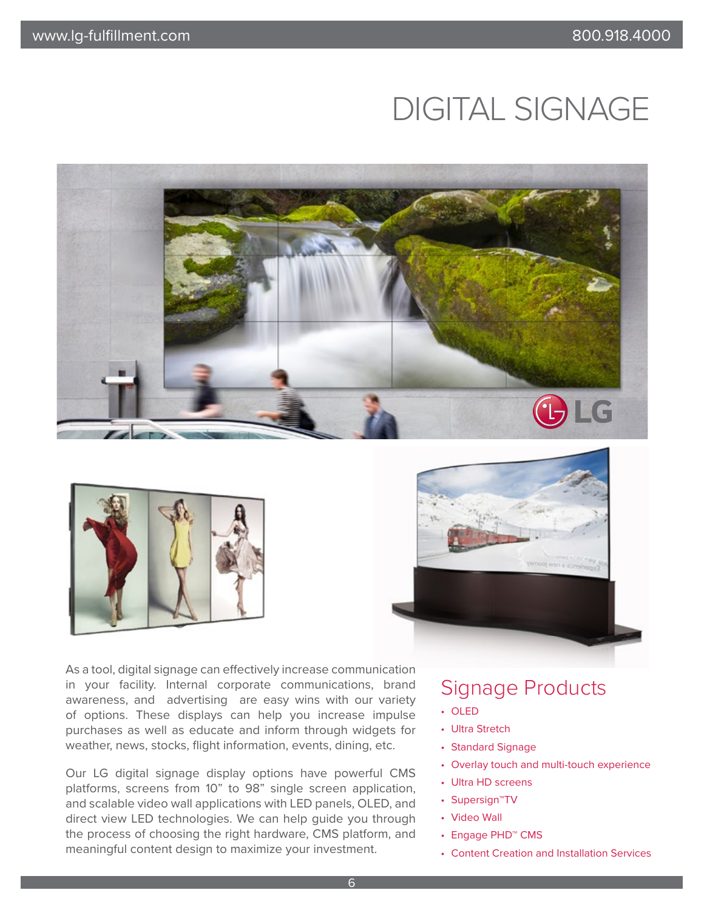# DIGITAL SIGNAGE

As a tool, digital signage can effectively increase communication in your facility. Internal corporate communications, brand awareness, and advertising are easy wins with our variety of options. These displays can help you increase impulse purchases as well as educate and inform through widgets for weather, news, stocks, flight information, events, dining, etc.

Our LG digital signage display options have powerful CMS platforms, screens from 10" to 98" single screen application, and scalable video wall applications with LED panels, OLED, and direct view LED technologies. We can help guide you through the process of choosing the right hardware, CMS platform, and meaningful content design to maximize your investment.

## Signage Products

- OLED
- Ultra Stretch
- Standard Signage
- Overlay touch and multi-touch experience
- Ultra HD screens
- Supersign™TV
- Video Wall
- Engage PHD™ CMS
- Content Creation and Installation Services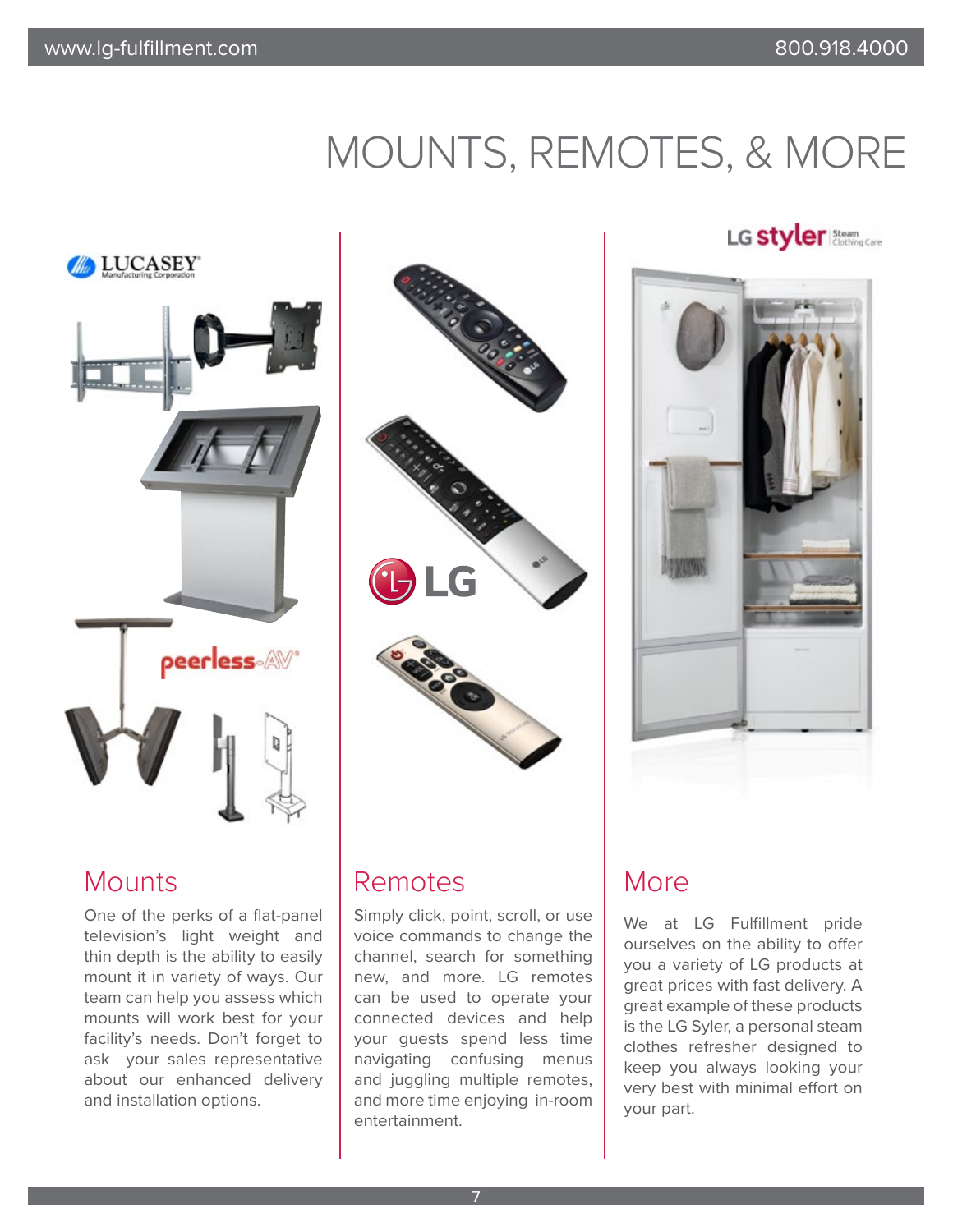# MOUNTS, REMOTES, & MORE

## Mounts

One of the perks of a flat-panel television's light weight and thin depth is the ability to easily mount it in variety of ways. Our team can help you assess which mounts will work best for your facility's needs. Don't forget to ask your sales representative about our enhanced delivery and installation options.

## Remotes

Simply click, point, scroll, or use voice commands to change the channel, search for something new, and more. LG remotes can be used to operate your connected devices and help your guests spend less time navigating confusing menus and juggling multiple remotes, and more time enjoying in-room entertainment.

## More

We at LG Fulfillment pride ourselves on the ability to offer you a variety of LG products at great prices with fast delivery. A great example of these products is the LG Syler, a personal steam clothes refresher designed to keep you always looking your very best with minimal effort on your part.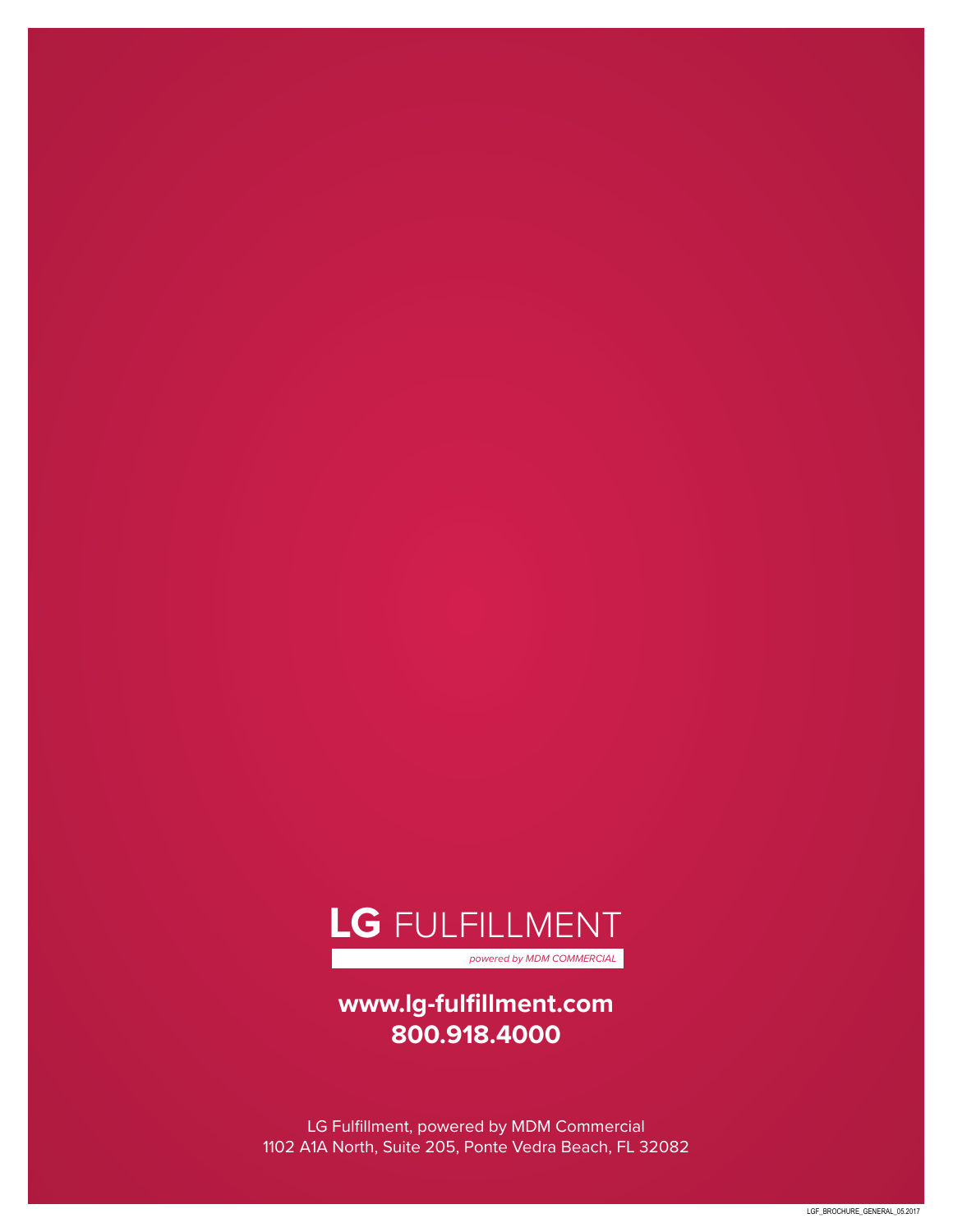**LG** FULFILLMENT

*powered by MDM COMMERCIAL*

**www.lg-fulfillment.com**
**800.918.4000**

LG Fulfillment, powered by MDM Commercial
1102 A1A North, Suite 205, Ponte Vedra Beach, FL 32082

LGF_BROCHURE_GENERAL_05.2017